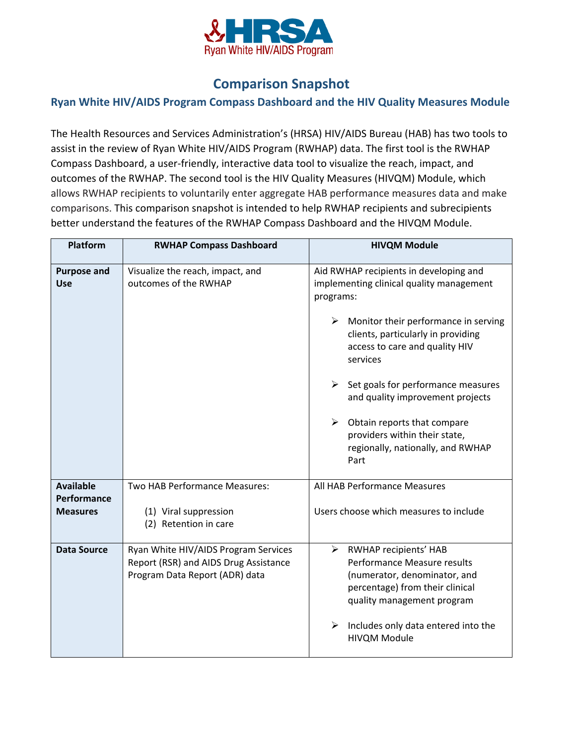# Comparison Snapshot

## Ryan White HIV/AIDS Program Compass Dashboard and the HIV Quality Measures Module

The Health Resources and Services Administration's (HRSA) HIV/AIDS Bureau (HAB) has two tools to assist in the review of Ryan White HIV/AIDS Program (RWHAP) data. The first tool is the RWHAP Compass Dashboard, a user-friendly, interactive data tool to visualize the reach, impact, and outcomes of the RWHAP. The second tool is the HIV Quality Measures (HIVQM) Module, which allows RWHAP recipients to voluntarily enter aggregate HAB performance measures data and make comparisons. This comparison snapshot is intended to help RWHAP recipients and subrecipients better understand the features of the RWHAP Compass Dashboard and the HIVQM Module.

| Platform | RWHAP Compass Dashboard | HIVQM Module |
|---|---|---|
| **Purpose and Use** | Visualize the reach, impact, and outcomes of the RWHAP | Aid RWHAP recipients in developing and implementing clinical quality management programs:<br>➢ Monitor their performance in serving clients, particularly in providing access to care and quality HIV services<br>➢ Set goals for performance measures and quality improvement projects<br>➢ Obtain reports that compare providers within their state, regionally, nationally, and RWHAP Part |
| **Available Performance Measures** | Two HAB Performance Measures:<br>(1) Viral suppression<br>(2) Retention in care | All HAB Performance Measures<br>Users choose which measures to include |
| **Data Source** | Ryan White HIV/AIDS Program Services Report (RSR) and AIDS Drug Assistance Program Data Report (ADR) data | ➢ RWHAP recipients' HAB Performance Measure results (numerator, denominator, and percentage) from their clinical quality management program<br>➢ Includes only data entered into the HIVQM Module |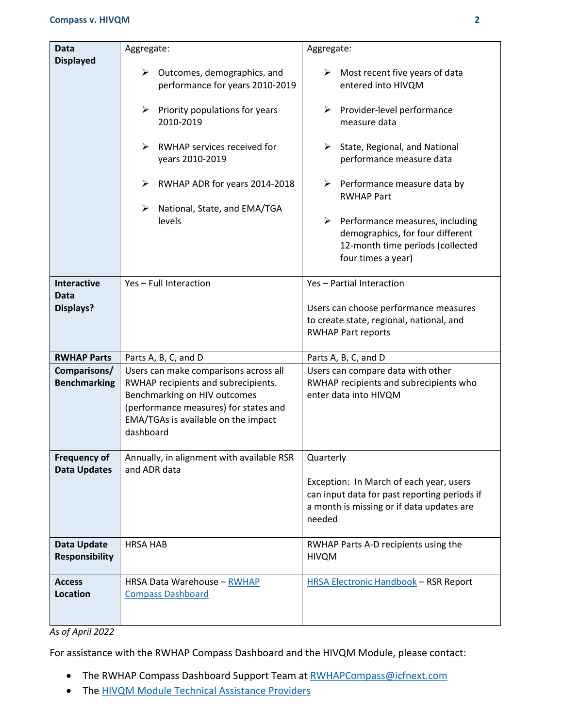| | | |
|---|---|---|
| **Data Displayed** | Aggregate:<br><br>➢ Outcomes, demographics, and performance for years 2010-2019<br><br>➢ Priority populations for years 2010-2019<br><br>➢ RWHAP services received for years 2010-2019<br><br>➢ RWHAP ADR for years 2014-2018<br><br>➢ National, State, and EMA/TGA levels | Aggregate:<br><br>➢ Most recent five years of data entered into HIVQM<br><br>➢ Provider-level performance measure data<br><br>➢ State, Regional, and National performance measure data<br><br>➢ Performance measure data by RWHAP Part<br><br>➢ Performance measures, including demographics, for four different 12-month time periods (collected four times a year) |
| **Interactive Data Displays?** | Yes – Full Interaction | Yes – Partial Interaction<br><br>Users can choose performance measures to create state, regional, national, and RWHAP Part reports |
| **RWHAP Parts** | Parts A, B, C, and D | Parts A, B, C, and D |
| **Comparisons/ Benchmarking** | Users can make comparisons across all RWHAP recipients and subrecipients. Benchmarking on HIV outcomes (performance measures) for states and EMA/TGAs is available on the impact dashboard | Users can compare data with other RWHAP recipients and subrecipients who enter data into HIVQM |
| **Frequency of Data Updates** | Annually, in alignment with available RSR and ADR data | Quarterly<br><br>Exception: In March of each year, users can input data for past reporting periods if a month is missing or if data updates are needed |
| **Data Update Responsibility** | HRSA HAB | RWHAP Parts A-D recipients using the HIVQM |
| **Access Location** | HRSA Data Warehouse – RWHAP Compass Dashboard | HRSA Electronic Handbook – RSR Report |

*As of April 2022*

For assistance with the RWHAP Compass Dashboard and the HIVQM Module, please contact:

- The RWHAP Compass Dashboard Support Team at RWHAPCompass@icfnext.com
- The HIVQM Module Technical Assistance Providers